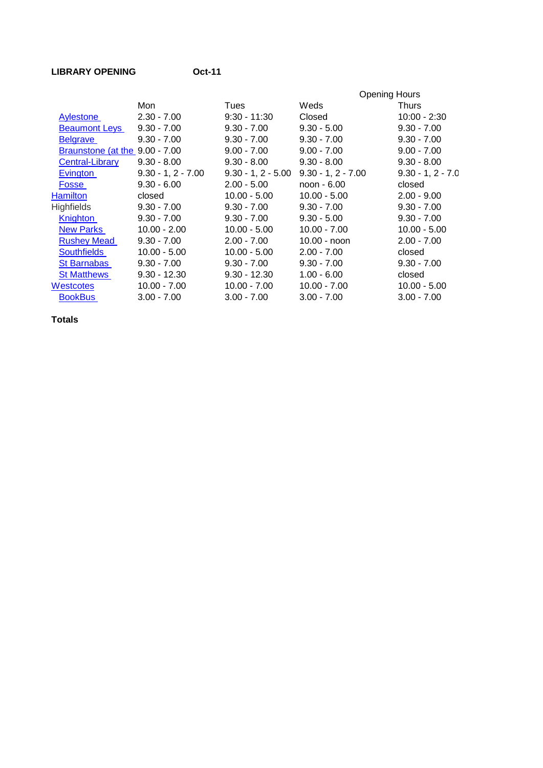**LIBRARY OPENING** **Oct-11**

| | Mon | Tues | Weds | Thurs |
|---|---|---|---|---|
| | | | Opening Hours | |
| Aylestone | 2.30 - 7.00 | 9:30 - 11:30 | Closed | 10:00 - 2:30 |
| Beaumont Leys | 9.30 - 7.00 | 9.30 - 7.00 | 9.30 - 5.00 | 9.30 - 7.00 |
| Belgrave | 9.30 - 7.00 | 9.30 - 7.00 | 9.30 - 7.00 | 9.30 - 7.00 |
| Braunstone (at the | 9.00 - 7.00 | 9.00 - 7.00 | 9.00 - 7.00 | 9.00 - 7.00 |
| Central-Library | 9.30 - 8.00 | 9.30 - 8.00 | 9.30 - 8.00 | 9.30 - 8.00 |
| Evington | 9.30 - 1, 2 - 7.00 | 9.30 - 1, 2 - 5.00 | 9.30 - 1, 2 - 7.00 | 9.30 - 1, 2 - 7.0 |
| Fosse | 9.30 - 6.00 | 2.00 - 5.00 | noon - 6.00 | closed |
| Hamilton | closed | 10.00 - 5.00 | 10.00 - 5.00 | 2.00 - 9.00 |
| Highfields | 9.30 - 7.00 | 9.30 - 7.00 | 9.30 - 7.00 | 9.30 - 7.00 |
| Knighton | 9.30 - 7.00 | 9.30 - 7.00 | 9.30 - 5.00 | 9.30 - 7.00 |
| New Parks | 10.00 - 2.00 | 10.00 - 5.00 | 10.00 - 7.00 | 10.00 - 5.00 |
| Rushey Mead | 9.30 - 7.00 | 2.00 - 7.00 | 10.00 - noon | 2.00 - 7.00 |
| Southfields | 10.00 - 5.00 | 10.00 - 5.00 | 2.00 - 7.00 | closed |
| St Barnabas | 9.30 - 7.00 | 9.30 - 7.00 | 9.30 - 7.00 | 9.30 - 7.00 |
| St Matthews | 9.30 - 12.30 | 9.30 - 12.30 | 1.00 - 6.00 | closed |
| Westcotes | 10.00 - 7.00 | 10.00 - 7.00 | 10.00 - 7.00 | 10.00 - 5.00 |
| BookBus | 3.00 - 7.00 | 3.00 - 7.00 | 3.00 - 7.00 | 3.00 - 7.00 |

**Totals**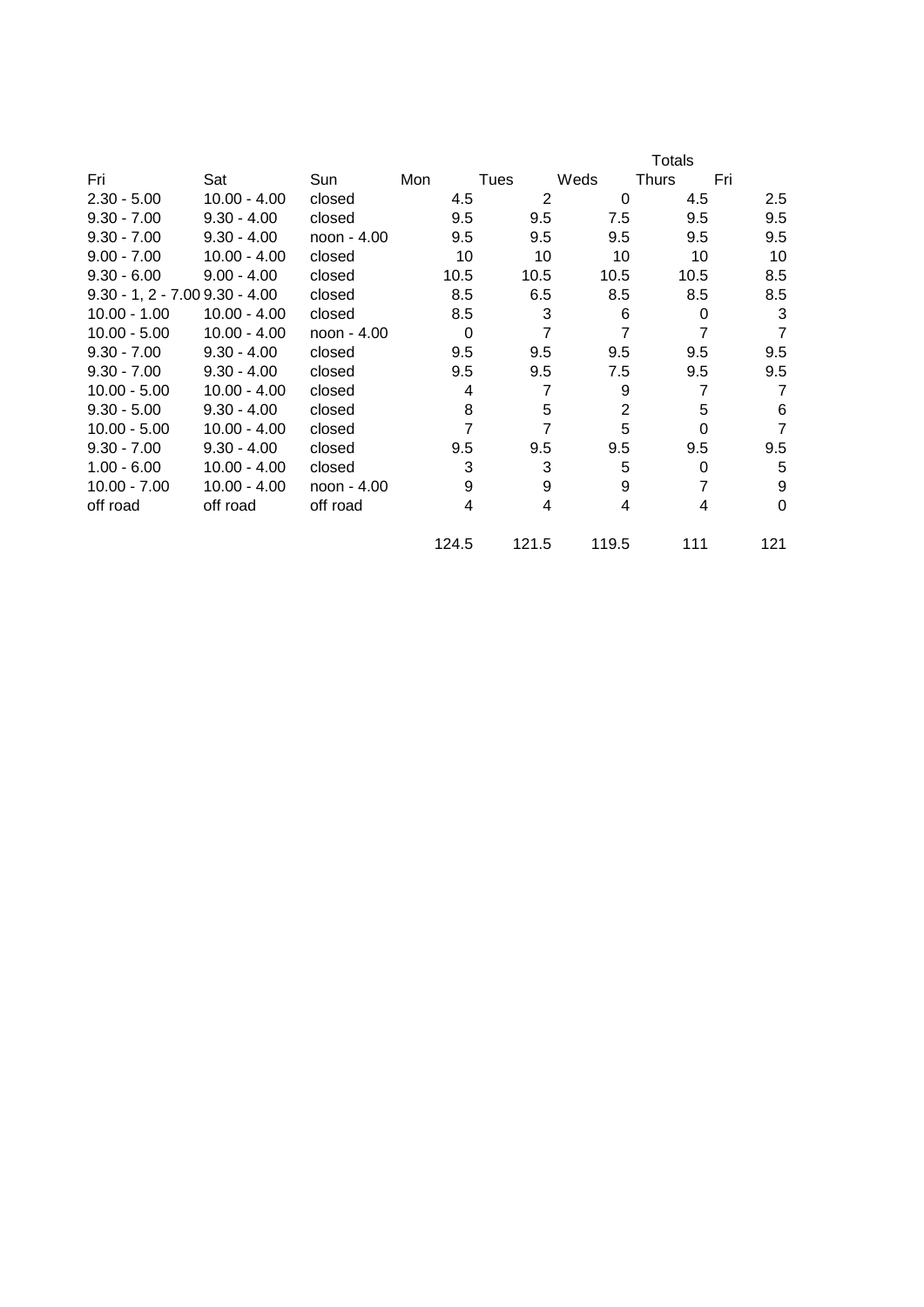| Fri | Sat | Sun | Mon | Tues | Weds | Thurs | Fri |
|---|---|---|---|---|---|---|---|
| | | | | | | Totals | |
| 2.30 - 5.00 | 10.00 - 4.00 | closed | 4.5 | 2 | 0 | 4.5 | 2.5 |
| 9.30 - 7.00 | 9.30 - 4.00 | closed | 9.5 | 9.5 | 7.5 | 9.5 | 9.5 |
| 9.30 - 7.00 | 9.30 - 4.00 | noon - 4.00 | 9.5 | 9.5 | 9.5 | 9.5 | 9.5 |
| 9.00 - 7.00 | 10.00 - 4.00 | closed | 10 | 10 | 10 | 10 | 10 |
| 9.30 - 6.00 | 9.00 - 4.00 | closed | 10.5 | 10.5 | 10.5 | 10.5 | 8.5 |
| 9.30 - 1, 2 - 7.00 | 9.30 - 4.00 | closed | 8.5 | 6.5 | 8.5 | 8.5 | 8.5 |
| 10.00 - 1.00 | 10.00 - 4.00 | closed | 8.5 | 3 | 6 | 0 | 3 |
| 10.00 - 5.00 | 10.00 - 4.00 | noon - 4.00 | 0 | 7 | 7 | 7 | 7 |
| 9.30 - 7.00 | 9.30 - 4.00 | closed | 9.5 | 9.5 | 9.5 | 9.5 | 9.5 |
| 9.30 - 7.00 | 9.30 - 4.00 | closed | 9.5 | 9.5 | 7.5 | 9.5 | 9.5 |
| 10.00 - 5.00 | 10.00 - 4.00 | closed | 4 | 7 | 9 | 7 | 7 |
| 9.30 - 5.00 | 9.30 - 4.00 | closed | 8 | 5 | 2 | 5 | 6 |
| 10.00 - 5.00 | 10.00 - 4.00 | closed | 7 | 7 | 5 | 0 | 7 |
| 9.30 - 7.00 | 9.30 - 4.00 | closed | 9.5 | 9.5 | 9.5 | 9.5 | 9.5 |
| 1.00 - 6.00 | 10.00 - 4.00 | closed | 3 | 3 | 5 | 0 | 5 |
| 10.00 - 7.00 | 10.00 - 4.00 | noon - 4.00 | 9 | 9 | 9 | 7 | 9 |
| off road | off road | off road | 4 | 4 | 4 | 4 | 0 |
| | | | 124.5 | 121.5 | 119.5 | 111 | 121 |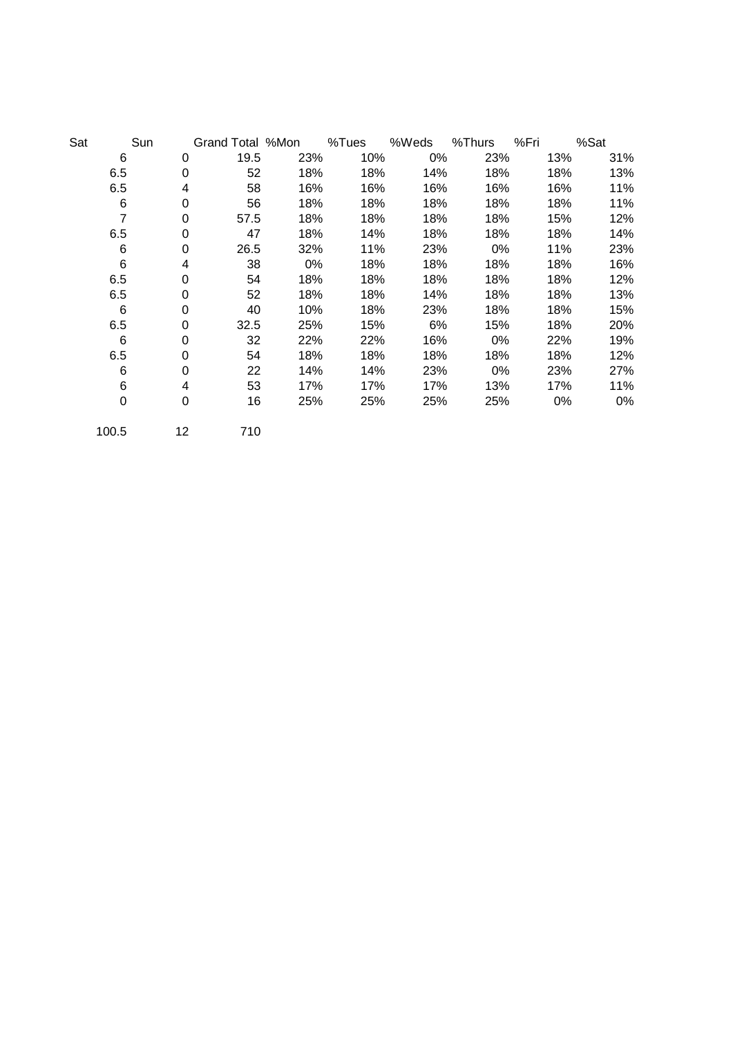| Sat | Sun | Grand Total | %Mon | %Tues | %Weds | %Thurs | %Fri | %Sat |
|---|---|---|---|---|---|---|---|---|
| 6 | 0 | 19.5 | 23% | 10% | 0% | 23% | 13% | 31% |
| 6.5 | 0 | 52 | 18% | 18% | 14% | 18% | 18% | 13% |
| 6.5 | 4 | 58 | 16% | 16% | 16% | 16% | 16% | 11% |
| 6 | 0 | 56 | 18% | 18% | 18% | 18% | 18% | 11% |
| 7 | 0 | 57.5 | 18% | 18% | 18% | 18% | 15% | 12% |
| 6.5 | 0 | 47 | 18% | 14% | 18% | 18% | 18% | 14% |
| 6 | 0 | 26.5 | 32% | 11% | 23% | 0% | 11% | 23% |
| 6 | 4 | 38 | 0% | 18% | 18% | 18% | 18% | 16% |
| 6.5 | 0 | 54 | 18% | 18% | 18% | 18% | 18% | 12% |
| 6.5 | 0 | 52 | 18% | 18% | 14% | 18% | 18% | 13% |
| 6 | 0 | 40 | 10% | 18% | 23% | 18% | 18% | 15% |
| 6.5 | 0 | 32.5 | 25% | 15% | 6% | 15% | 18% | 20% |
| 6 | 0 | 32 | 22% | 22% | 16% | 0% | 22% | 19% |
| 6.5 | 0 | 54 | 18% | 18% | 18% | 18% | 18% | 12% |
| 6 | 0 | 22 | 14% | 14% | 23% | 0% | 23% | 27% |
| 6 | 4 | 53 | 17% | 17% | 17% | 13% | 17% | 11% |
| 0 | 0 | 16 | 25% | 25% | 25% | 25% | 0% | 0% |
| | | | | | | | | |
| 100.5 | 12 | 710 | | | | | | |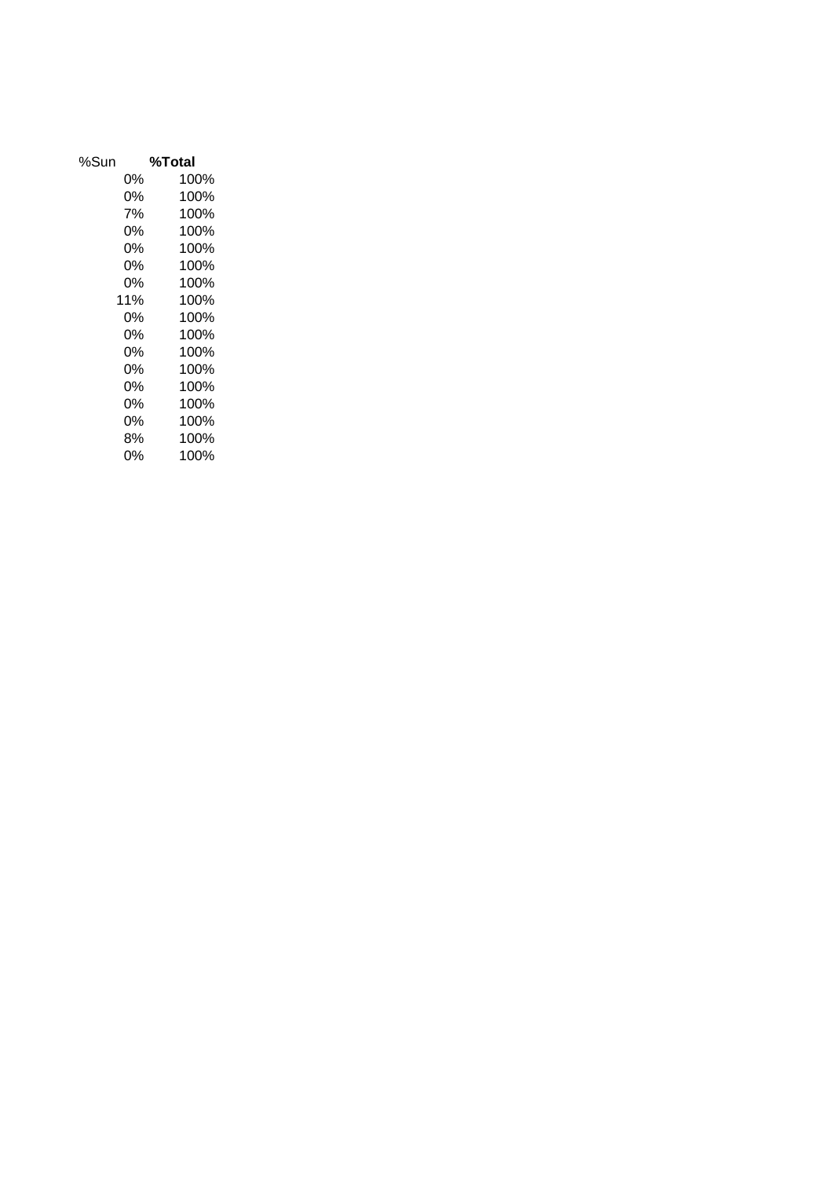| %Sun | **%Total** |
|---|---|
| 0% | 100% |
| 0% | 100% |
| 7% | 100% |
| 0% | 100% |
| 0% | 100% |
| 0% | 100% |
| 0% | 100% |
| 11% | 100% |
| 0% | 100% |
| 0% | 100% |
| 0% | 100% |
| 0% | 100% |
| 0% | 100% |
| 0% | 100% |
| 0% | 100% |
| 8% | 100% |
| 0% | 100% |